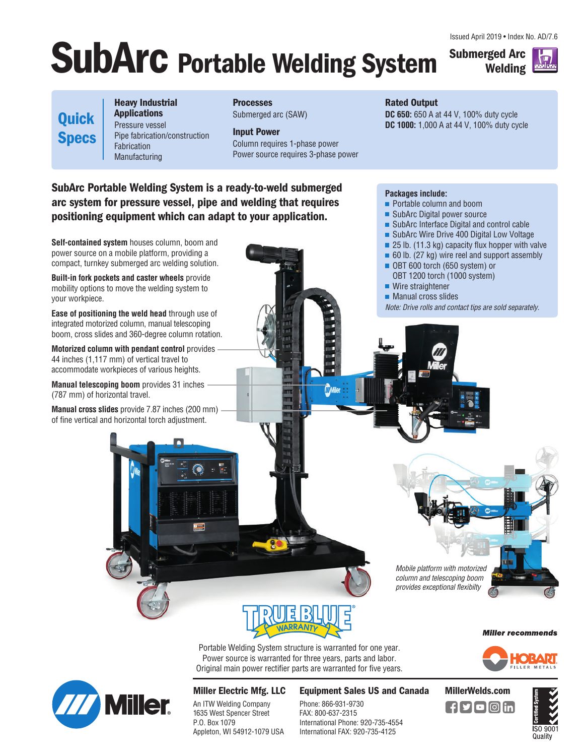Issued April 2019 • Index No. AD/7.6

# SubArc Portable Welding System

**Submerged Arc Welding**

## Quick Specs

**Heavy Industrial Applications**
Pressure vessel
Pipe fabrication/construction
Fabrication
Manufacturing

**Processes**
Submerged arc (SAW)

**Input Power**
Column requires 1-phase power
Power source requires 3-phase power

**Rated Output**
**DC 650:** 650 A at 44 V, 100% duty cycle
**DC 1000:** 1,000 A at 44 V, 100% duty cycle

**SubArc Portable Welding System is a ready-to-weld submerged arc system for pressure vessel, pipe and welding that requires positioning equipment which can adapt to your application.**

**Self-contained system** houses column, boom and power source on a mobile platform, providing a compact, turnkey submerged arc welding solution.

**Built-in fork pockets and caster wheels** provide mobility options to move the welding system to your workpiece.

**Ease of positioning the weld head** through use of integrated motorized column, manual telescoping boom, cross slides and 360-degree column rotation.

**Motorized column with pendant control** provides 44 inches (1,117 mm) of vertical travel to accommodate workpieces of various heights.

**Manual telescoping boom** provides 31 inches (787 mm) of horizontal travel.

**Manual cross slides** provide 7.87 inches (200 mm) of fine vertical and horizontal torch adjustment.

**Packages include:**

- Portable column and boom
- SubArc Digital power source
- SubArc Interface Digital and control cable
- SubArc Wire Drive 400 Digital Low Voltage
- 25 lb. (11.3 kg) capacity flux hopper with valve
- 60 lb. (27 kg) wire reel and support assembly
- OBT 600 torch (650 system) or OBT 1200 torch (1000 system)
- Wire straightener
- Manual cross slides

*Note: Drive rolls and contact tips are sold separately.*

*Mobile platform with motorized column and telescoping boom provides exceptional flexibilty*

TRUE BLUE® WARRANTY

Portable Welding System structure is warranted for one year.
Power source is warranted for three years, parts and labor.
Original main power rectifier parts are warranted for five years.

***Miller recommends***

HOBART FILLER METALS

**Miller Electric Mfg. LLC**
An ITW Welding Company
1635 West Spencer Street
P.O. Box 1079
Appleton, WI 54912-1079 USA

**Equipment Sales US and Canada**
Phone: 866-931-9730
FAX: 800-637-2315
International Phone: 920-735-4554
International FAX: 920-735-4125

**MillerWelds.com**

ISO 9001 Quality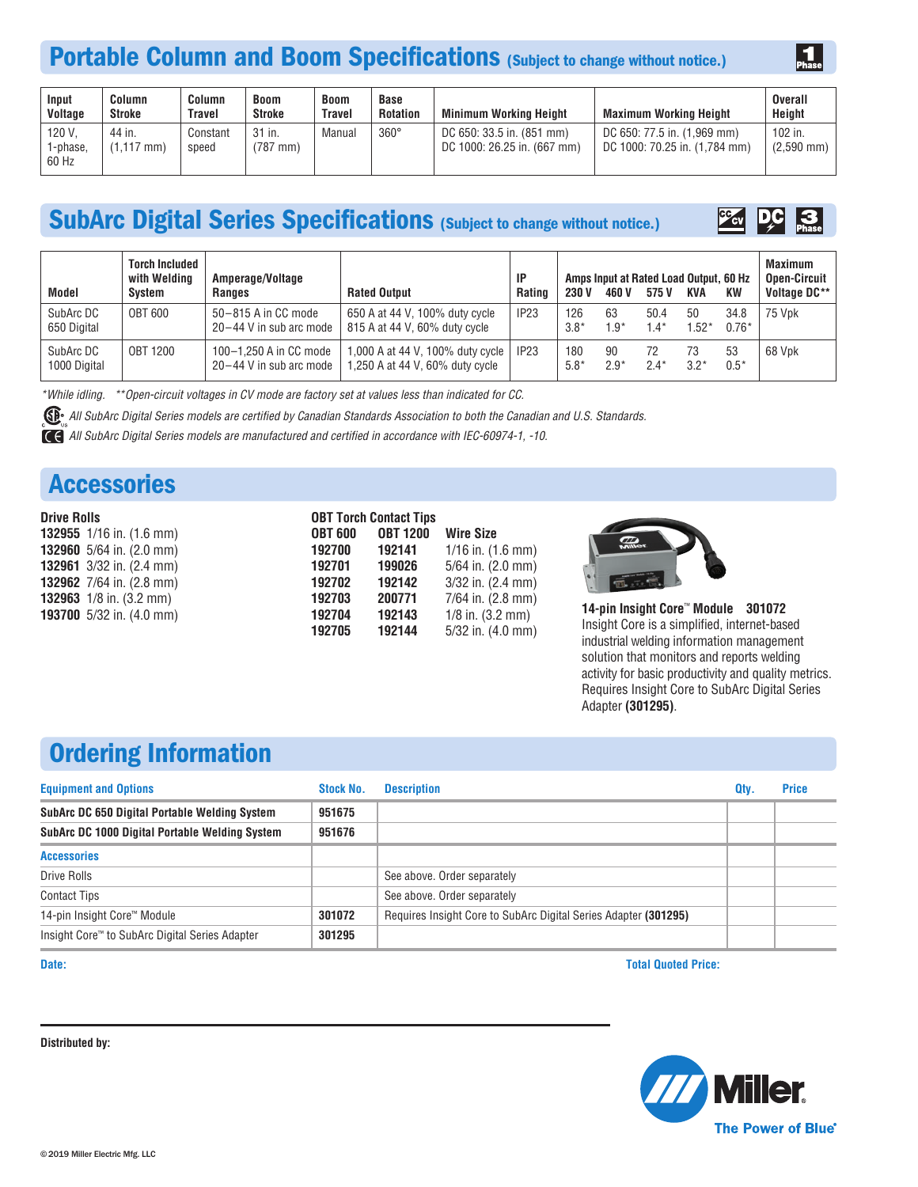## Portable Column and Boom Specifications (Subject to change without notice.)

| Input Voltage | Column Stroke | Column Travel | Boom Stroke | Boom Travel | Base Rotation | Minimum Working Height | Maximum Working Height | Overall Height |
|---|---|---|---|---|---|---|---|---|
| 120 V, 1-phase, 60 Hz | 44 in. (1,117 mm) | Constant speed | 31 in. (787 mm) | Manual | 360° | DC 650: 33.5 in. (851 mm) DC 1000: 26.25 in. (667 mm) | DC 650: 77.5 in. (1,969 mm) DC 1000: 70.25 in. (1,784 mm) | 102 in. (2,590 mm) |

## SubArc Digital Series Specifications (Subject to change without notice.)

| Model | Torch Included with Welding System | Amperage/Voltage Ranges | Rated Output | IP Rating | Amps Input at Rated Load Output, 60 Hz | | | | | Maximum Open-Circuit Voltage DC** |
|---|---|---|---|---|---|---|---|---|---|---|
| | | | | | 230 V | 460 V | 575 V | KVA | KW | |
| SubArc DC 650 Digital | OBT 600 | 50–815 A in CC mode 20–44 V in sub arc mode | 650 A at 44 V, 100% duty cycle 815 A at 44 V, 60% duty cycle | IP23 | 126 3.8* | 63 1.9* | 50.4 1.4* | 50 1.52* | 34.8 0.76* | 75 Vpk |
| SubArc DC 1000 Digital | OBT 1200 | 100–1,250 A in CC mode 20–44 V in sub arc mode | 1,000 A at 44 V, 100% duty cycle 1,250 A at 44 V, 60% duty cycle | IP23 | 180 5.8* | 90 2.9* | 72 2.4* | 73 3.2* | 53 0.5* | 68 Vpk |

*While idling. **Open-circuit voltages in CV mode are factory set at values less than indicated for CC.

*All SubArc Digital Series models are certified by Canadian Standards Association to both the Canadian and U.S. Standards.*

*All SubArc Digital Series models are manufactured and certified in accordance with IEC-60974-1, -10.*

## Accessories

**Drive Rolls**

**132955** 1/16 in. (1.6 mm)
**132960** 5/64 in. (2.0 mm)
**132961** 3/32 in. (2.4 mm)
**132962** 7/64 in. (2.8 mm)
**132963** 1/8 in. (3.2 mm)
**193700** 5/32 in. (4.0 mm)

**OBT Torch Contact Tips**

| OBT 600 | OBT 1200 | Wire Size |
|---|---|---|
| 192700 | 192141 | 1/16 in. (1.6 mm) |
| 192701 | 199026 | 5/64 in. (2.0 mm) |
| 192702 | 192142 | 3/32 in. (2.4 mm) |
| 192703 | 200771 | 7/64 in. (2.8 mm) |
| 192704 | 192143 | 1/8 in. (3.2 mm) |
| 192705 | 192144 | 5/32 in. (4.0 mm) |

**14-pin Insight Core™ Module 301072**
Insight Core is a simplified, internet-based industrial welding information management solution that monitors and reports welding activity for basic productivity and quality metrics. Requires Insight Core to SubArc Digital Series Adapter **(301295)**.

## Ordering Information

| Equipment and Options | Stock No. | Description | Qty. | Price |
|---|---|---|---|---|
| **SubArc DC 650 Digital Portable Welding System** | **951675** | | | |
| **SubArc DC 1000 Digital Portable Welding System** | **951676** | | | |
| **Accessories** | | | | |
| Drive Rolls | | See above. Order separately | | |
| Contact Tips | | See above. Order separately | | |
| 14-pin Insight Core™ Module | **301072** | Requires Insight Core to SubArc Digital Series Adapter **(301295)** | | |
| Insight Core™ to SubArc Digital Series Adapter | **301295** | | | |

**Date:** **Total Quoted Price:**

**Distributed by:**

Miller
The Power of Blue®

© 2019 Miller Electric Mfg. LLC